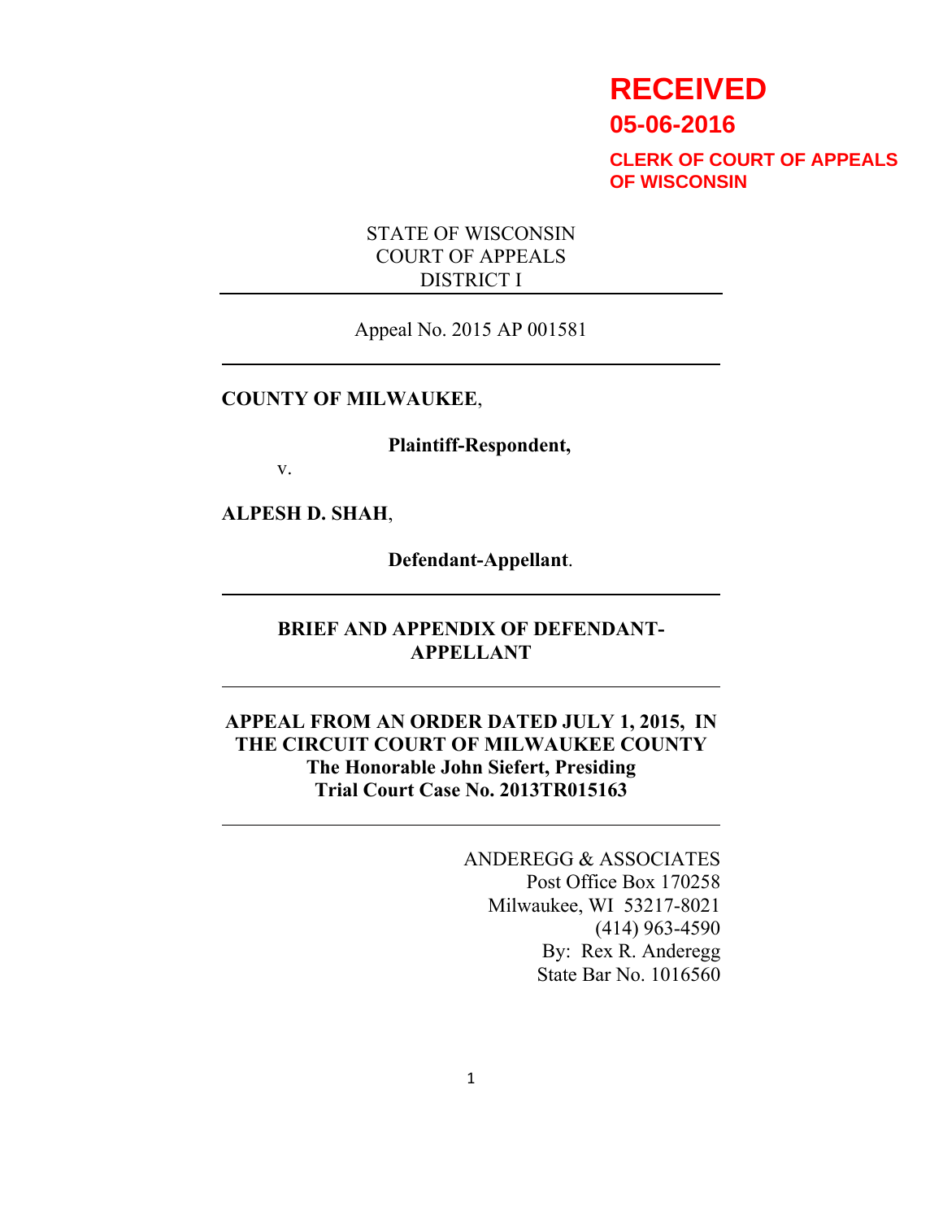**RECEIVED**

**05-06-2016**

**CLERK OF COURT OF APPEALS OF WISCONSIN**

STATE OF WISCONSIN
COURT OF APPEALS
DISTRICT I

---

Appeal No. 2015 AP 001581

---

**COUNTY OF MILWAUKEE**,

**Plaintiff-Respondent,**

v.

**ALPESH D. SHAH**,

**Defendant-Appellant**.

---

**BRIEF AND APPENDIX OF DEFENDANT-APPELLANT**

---

**APPEAL FROM AN ORDER DATED JULY 1, 2015, IN THE CIRCUIT COURT OF MILWAUKEE COUNTY**
**The Honorable John Siefert, Presiding**
**Trial Court Case No. 2013TR015163**

---

ANDEREGG & ASSOCIATES
Post Office Box 170258
Milwaukee, WI 53217-8021
(414) 963-4590
By: Rex R. Anderegg
State Bar No. 1016560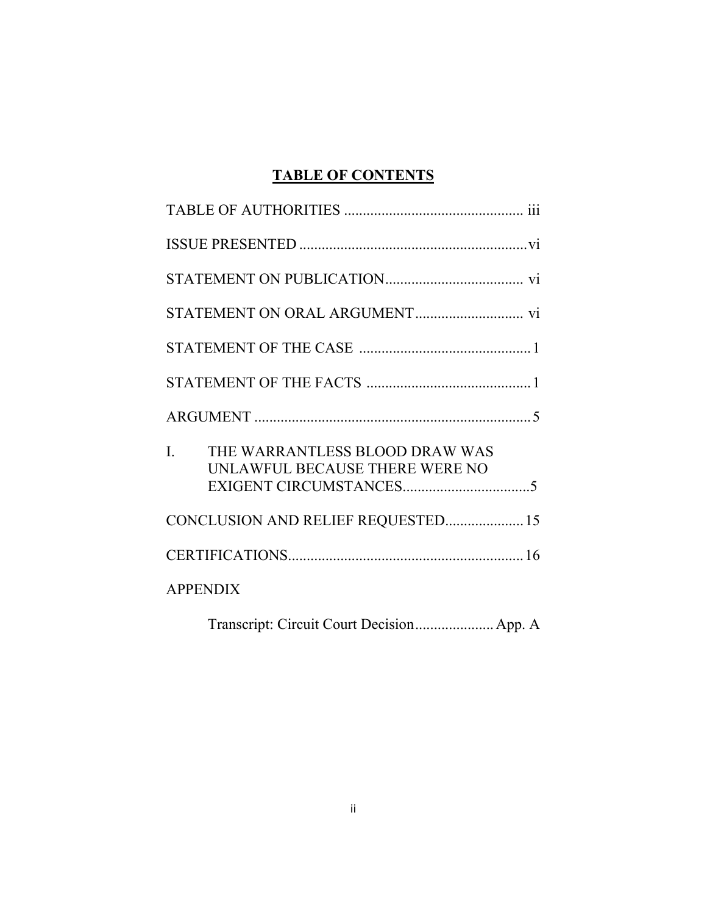## TABLE OF CONTENTS

TABLE OF AUTHORITIES ................................................ iii

ISSUE PRESENTED ............................................................vi

STATEMENT ON PUBLICATION..................................... vi

STATEMENT ON ORAL ARGUMENT............................. vi

STATEMENT OF THE CASE .............................................. 1

STATEMENT OF THE FACTS ............................................ 1

ARGUMENT .......................................................................... 5

I. THE WARRANTLESS BLOOD DRAW WAS UNLAWFUL BECAUSE THERE WERE NO EXIGENT CIRCUMSTANCES..................................5

CONCLUSION AND RELIEF REQUESTED..................... 15

CERTIFICATIONS............................................................... 16

APPENDIX

Transcript: Circuit Court Decision..................... App. A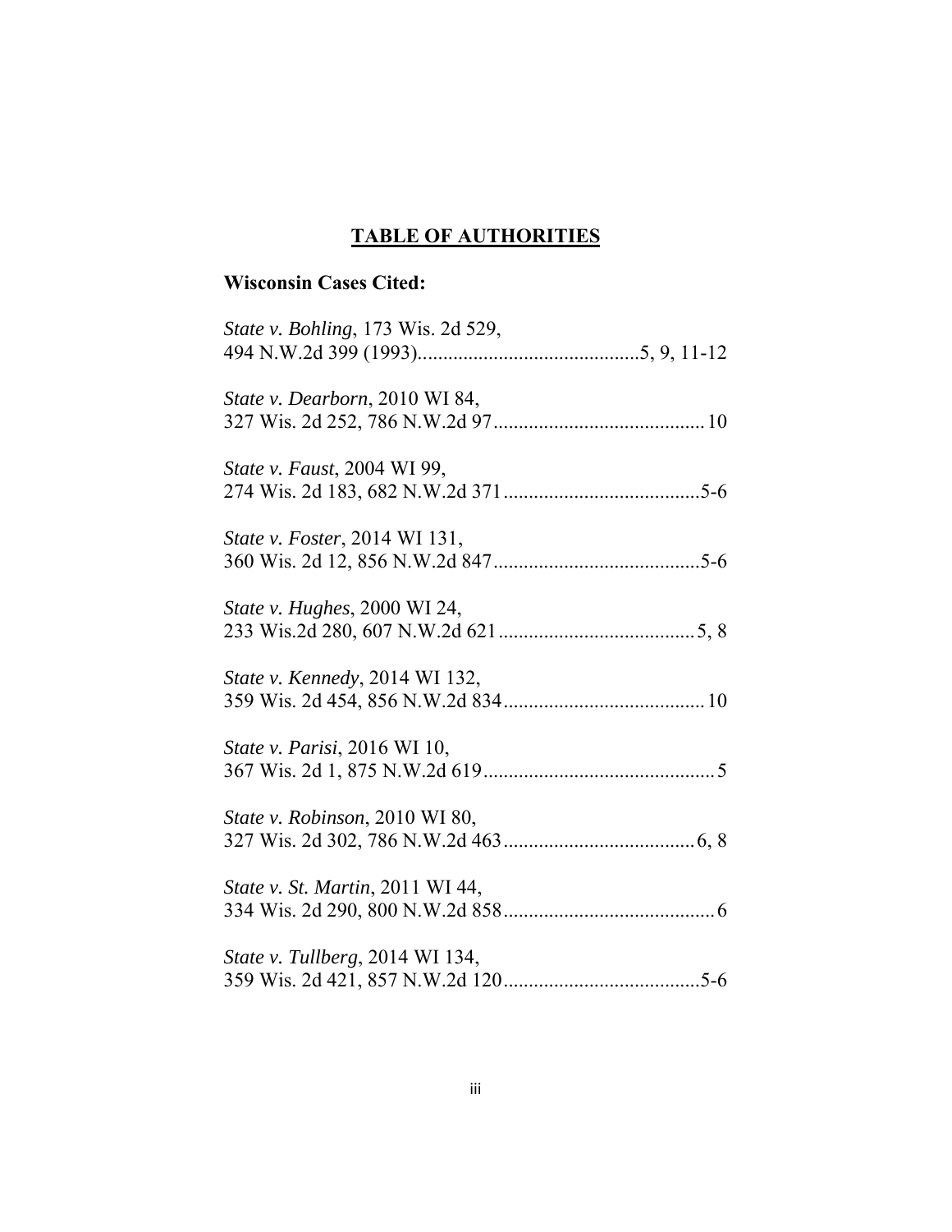# TABLE OF AUTHORITIES

**Wisconsin Cases Cited:**

*State v. Bohling*, 173 Wis. 2d 529, 494 N.W.2d 399 (1993)............................................5, 9, 11-12

*State v. Dearborn*, 2010 WI 84, 327 Wis. 2d 252, 786 N.W.2d 97..........................................10

*State v. Faust*, 2004 WI 99, 274 Wis. 2d 183, 682 N.W.2d 371.......................................5-6

*State v. Foster*, 2014 WI 131, 360 Wis. 2d 12, 856 N.W.2d 847.........................................5-6

*State v. Hughes*, 2000 WI 24, 233 Wis.2d 280, 607 N.W.2d 621.......................................5, 8

*State v. Kennedy*, 2014 WI 132, 359 Wis. 2d 454, 856 N.W.2d 834........................................10

*State v. Parisi*, 2016 WI 10, 367 Wis. 2d 1, 875 N.W.2d 619..............................................5

*State v. Robinson*, 2010 WI 80, 327 Wis. 2d 302, 786 N.W.2d 463......................................6, 8

*State v. St. Martin*, 2011 WI 44, 334 Wis. 2d 290, 800 N.W.2d 858..........................................6

*State v. Tullberg*, 2014 WI 134, 359 Wis. 2d 421, 857 N.W.2d 120.......................................5-6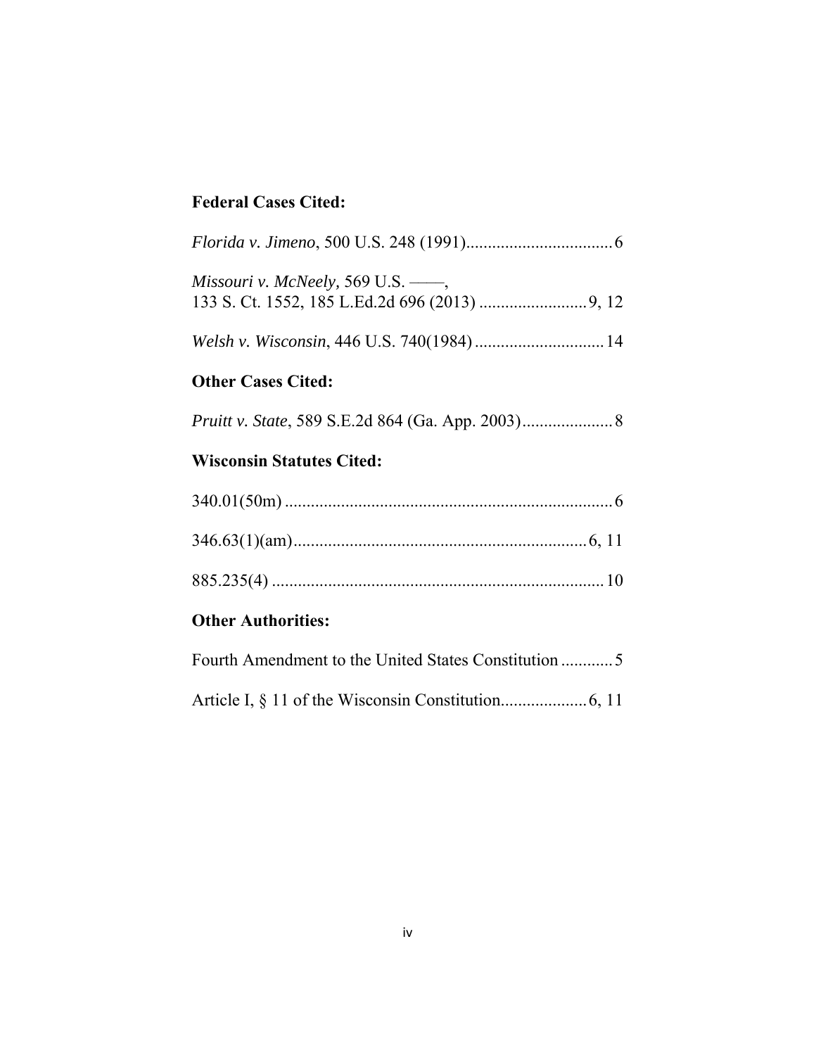**Federal Cases Cited:**

*Florida v. Jimeno*, 500 U.S. 248 (1991).................................. 6

*Missouri v. McNeely,* 569 U.S. ——,
133 S. Ct. 1552, 185 L.Ed.2d 696 (2013) ......................... 9, 12

*Welsh v. Wisconsin*, 446 U.S. 740(1984) .............................. 14

**Other Cases Cited:**

*Pruitt v. State*, 589 S.E.2d 864 (Ga. App. 2003)..................... 8

**Wisconsin Statutes Cited:**

340.01(50m) ........................................................................... 6

346.63(1)(am).................................................................... 6, 11

885.235(4) ............................................................................ 10

**Other Authorities:**

Fourth Amendment to the United States Constitution ............ 5

Article I, § 11 of the Wisconsin Constitution.................... 6, 11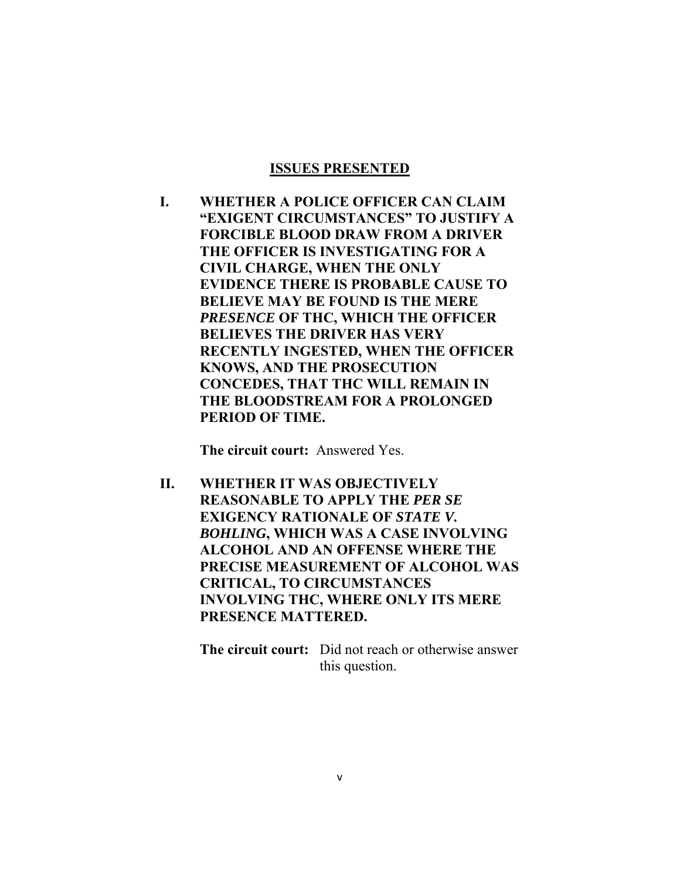## ISSUES PRESENTED

**I. WHETHER A POLICE OFFICER CAN CLAIM "EXIGENT CIRCUMSTANCES" TO JUSTIFY A FORCIBLE BLOOD DRAW FROM A DRIVER THE OFFICER IS INVESTIGATING FOR A CIVIL CHARGE, WHEN THE ONLY EVIDENCE THERE IS PROBABLE CAUSE TO BELIEVE MAY BE FOUND IS THE MERE *PRESENCE* OF THC, WHICH THE OFFICER BELIEVES THE DRIVER HAS VERY RECENTLY INGESTED, WHEN THE OFFICER KNOWS, AND THE PROSECUTION CONCEDES, THAT THC WILL REMAIN IN THE BLOODSTREAM FOR A PROLONGED PERIOD OF TIME.**

**The circuit court:** Answered Yes.

**II. WHETHER IT WAS OBJECTIVELY REASONABLE TO APPLY THE *PER SE* EXIGENCY RATIONALE OF *STATE V. BOHLING*, WHICH WAS A CASE INVOLVING ALCOHOL AND AN OFFENSE WHERE THE PRECISE MEASUREMENT OF ALCOHOL WAS CRITICAL, TO CIRCUMSTANCES INVOLVING THC, WHERE ONLY ITS MERE PRESENCE MATTERED.**

**The circuit court:** Did not reach or otherwise answer this question.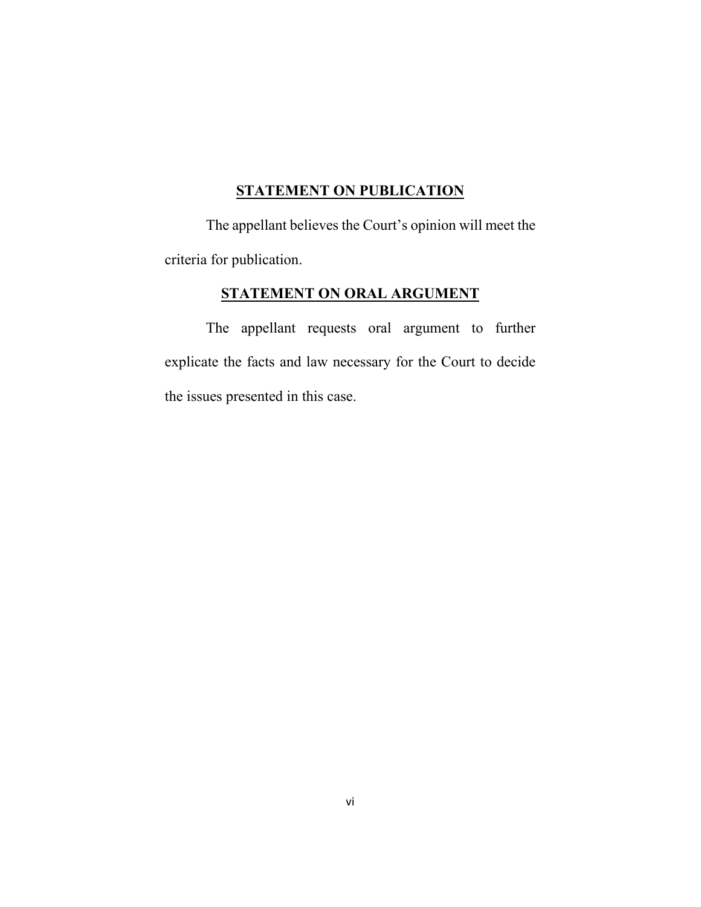## STATEMENT ON PUBLICATION

The appellant believes the Court's opinion will meet the criteria for publication.

## STATEMENT ON ORAL ARGUMENT

The appellant requests oral argument to further explicate the facts and law necessary for the Court to decide the issues presented in this case.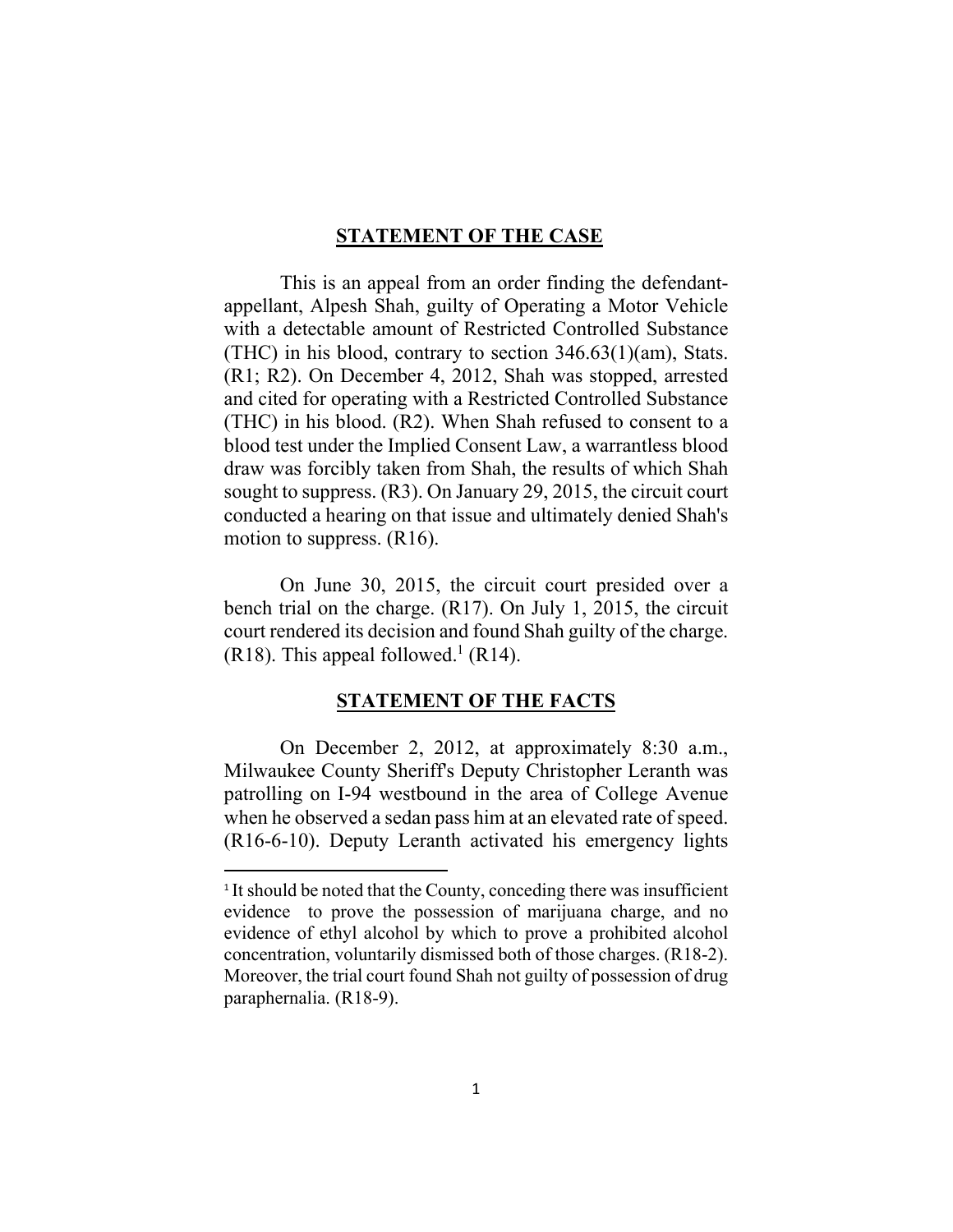## STATEMENT OF THE CASE

This is an appeal from an order finding the defendant-appellant, Alpesh Shah, guilty of Operating a Motor Vehicle with a detectable amount of Restricted Controlled Substance (THC) in his blood, contrary to section 346.63(1)(am), Stats. (R1; R2). On December 4, 2012, Shah was stopped, arrested and cited for operating with a Restricted Controlled Substance (THC) in his blood. (R2). When Shah refused to consent to a blood test under the Implied Consent Law, a warrantless blood draw was forcibly taken from Shah, the results of which Shah sought to suppress. (R3). On January 29, 2015, the circuit court conducted a hearing on that issue and ultimately denied Shah's motion to suppress. (R16).

On June 30, 2015, the circuit court presided over a bench trial on the charge. (R17). On July 1, 2015, the circuit court rendered its decision and found Shah guilty of the charge. (R18). This appeal followed.[1] (R14).

## STATEMENT OF THE FACTS

On December 2, 2012, at approximately 8:30 a.m., Milwaukee County Sheriff's Deputy Christopher Leranth was patrolling on I-94 westbound in the area of College Avenue when he observed a sedan pass him at an elevated rate of speed. (R16-6-10). Deputy Leranth activated his emergency lights

[1] It should be noted that the County, conceding there was insufficient evidence to prove the possession of marijuana charge, and no evidence of ethyl alcohol by which to prove a prohibited alcohol concentration, voluntarily dismissed both of those charges. (R18-2). Moreover, the trial court found Shah not guilty of possession of drug paraphernalia. (R18-9).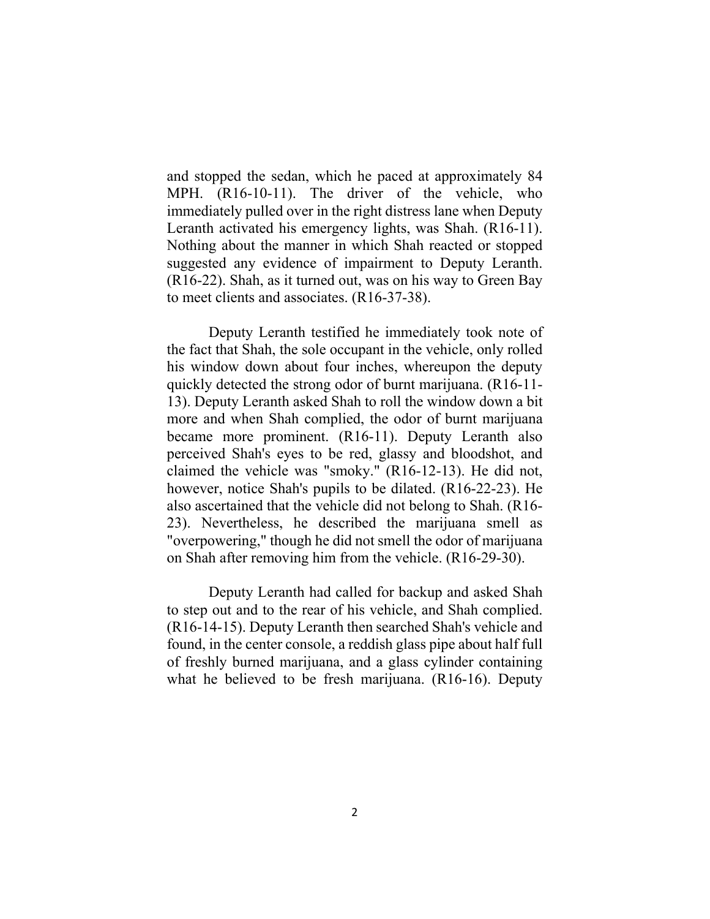and stopped the sedan, which he paced at approximately 84 MPH. (R16-10-11). The driver of the vehicle, who immediately pulled over in the right distress lane when Deputy Leranth activated his emergency lights, was Shah. (R16-11). Nothing about the manner in which Shah reacted or stopped suggested any evidence of impairment to Deputy Leranth. (R16-22). Shah, as it turned out, was on his way to Green Bay to meet clients and associates. (R16-37-38).

Deputy Leranth testified he immediately took note of the fact that Shah, the sole occupant in the vehicle, only rolled his window down about four inches, whereupon the deputy quickly detected the strong odor of burnt marijuana. (R16-11-13). Deputy Leranth asked Shah to roll the window down a bit more and when Shah complied, the odor of burnt marijuana became more prominent. (R16-11). Deputy Leranth also perceived Shah's eyes to be red, glassy and bloodshot, and claimed the vehicle was "smoky." (R16-12-13). He did not, however, notice Shah's pupils to be dilated. (R16-22-23). He also ascertained that the vehicle did not belong to Shah. (R16-23). Nevertheless, he described the marijuana smell as "overpowering," though he did not smell the odor of marijuana on Shah after removing him from the vehicle. (R16-29-30).

Deputy Leranth had called for backup and asked Shah to step out and to the rear of his vehicle, and Shah complied. (R16-14-15). Deputy Leranth then searched Shah's vehicle and found, in the center console, a reddish glass pipe about half full of freshly burned marijuana, and a glass cylinder containing what he believed to be fresh marijuana. (R16-16). Deputy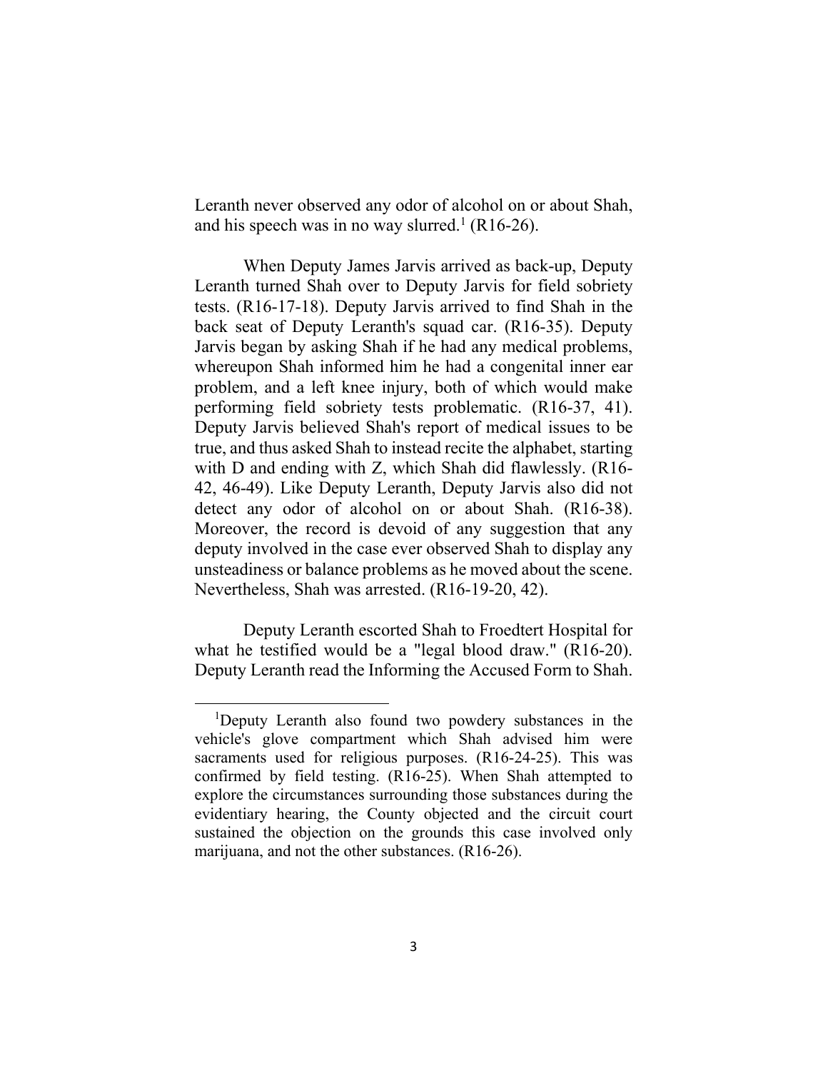Leranth never observed any odor of alcohol on or about Shah, and his speech was in no way slurred.[1] (R16-26).

When Deputy James Jarvis arrived as back-up, Deputy Leranth turned Shah over to Deputy Jarvis for field sobriety tests. (R16-17-18). Deputy Jarvis arrived to find Shah in the back seat of Deputy Leranth's squad car. (R16-35). Deputy Jarvis began by asking Shah if he had any medical problems, whereupon Shah informed him he had a congenital inner ear problem, and a left knee injury, both of which would make performing field sobriety tests problematic. (R16-37, 41). Deputy Jarvis believed Shah's report of medical issues to be true, and thus asked Shah to instead recite the alphabet, starting with D and ending with Z, which Shah did flawlessly. (R16-42, 46-49). Like Deputy Leranth, Deputy Jarvis also did not detect any odor of alcohol on or about Shah. (R16-38). Moreover, the record is devoid of any suggestion that any deputy involved in the case ever observed Shah to display any unsteadiness or balance problems as he moved about the scene. Nevertheless, Shah was arrested. (R16-19-20, 42).

Deputy Leranth escorted Shah to Froedtert Hospital for what he testified would be a "legal blood draw." (R16-20). Deputy Leranth read the Informing the Accused Form to Shah.

---

[1]Deputy Leranth also found two powdery substances in the vehicle's glove compartment which Shah advised him were sacraments used for religious purposes. (R16-24-25). This was confirmed by field testing. (R16-25). When Shah attempted to explore the circumstances surrounding those substances during the evidentiary hearing, the County objected and the circuit court sustained the objection on the grounds this case involved only marijuana, and not the other substances. (R16-26).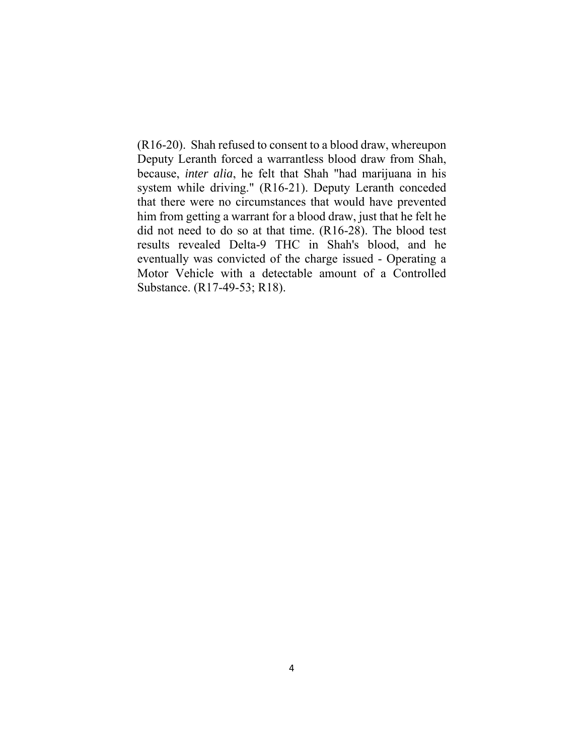(R16-20). Shah refused to consent to a blood draw, whereupon Deputy Leranth forced a warrantless blood draw from Shah, because, *inter alia*, he felt that Shah "had marijuana in his system while driving." (R16-21). Deputy Leranth conceded that there were no circumstances that would have prevented him from getting a warrant for a blood draw, just that he felt he did not need to do so at that time. (R16-28). The blood test results revealed Delta-9 THC in Shah's blood, and he eventually was convicted of the charge issued - Operating a Motor Vehicle with a detectable amount of a Controlled Substance. (R17-49-53; R18).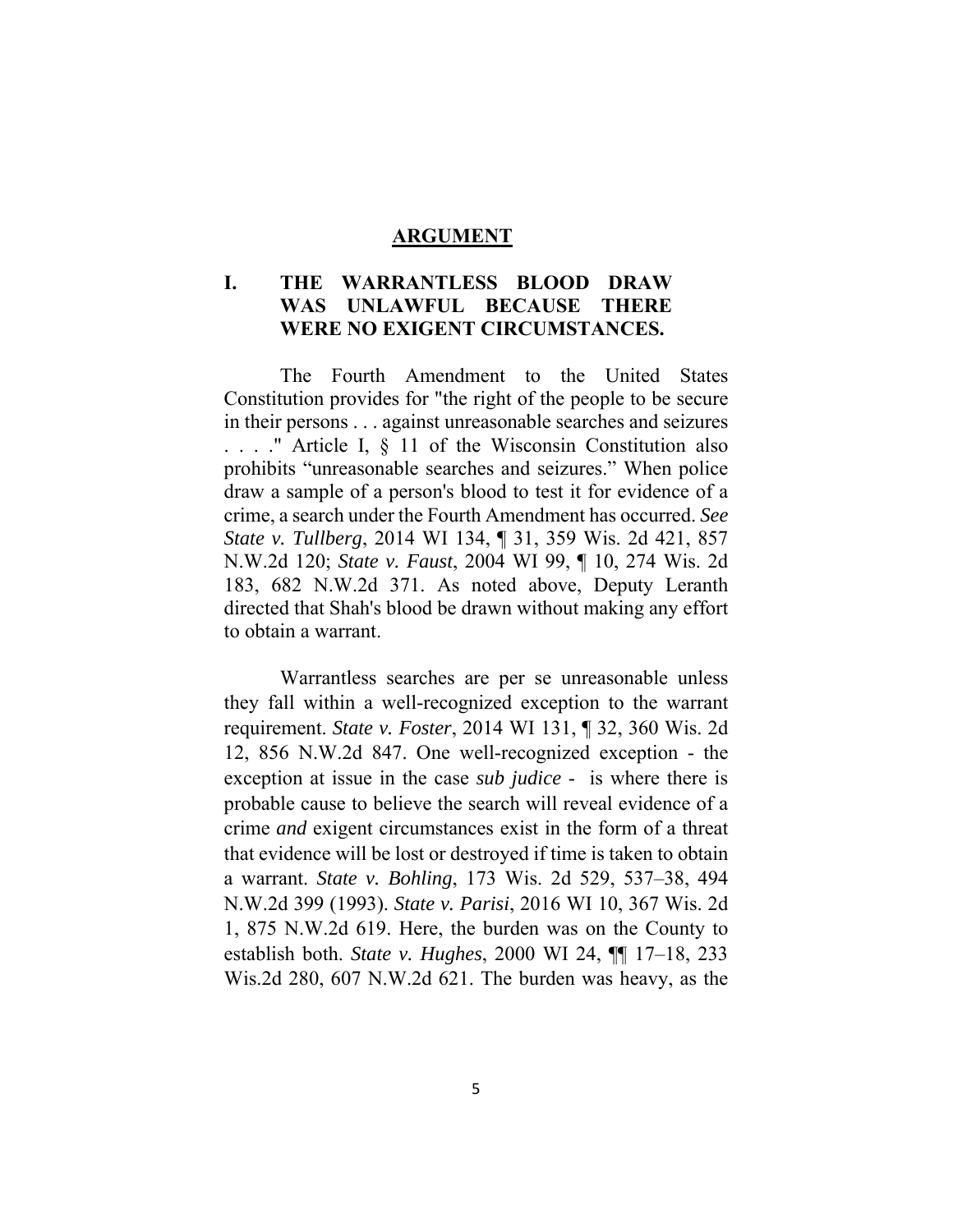## ARGUMENT

### I. THE WARRANTLESS BLOOD DRAW WAS UNLAWFUL BECAUSE THERE WERE NO EXIGENT CIRCUMSTANCES.

The Fourth Amendment to the United States Constitution provides for "the right of the people to be secure in their persons . . . against unreasonable searches and seizures . . . ." Article I, § 11 of the Wisconsin Constitution also prohibits "unreasonable searches and seizures." When police draw a sample of a person's blood to test it for evidence of a crime, a search under the Fourth Amendment has occurred. *See State v. Tullberg*, 2014 WI 134, ¶ 31, 359 Wis. 2d 421, 857 N.W.2d 120; *State v. Faust*, 2004 WI 99, ¶ 10, 274 Wis. 2d 183, 682 N.W.2d 371. As noted above, Deputy Leranth directed that Shah's blood be drawn without making any effort to obtain a warrant.

Warrantless searches are per se unreasonable unless they fall within a well-recognized exception to the warrant requirement. *State v. Foster*, 2014 WI 131, ¶ 32, 360 Wis. 2d 12, 856 N.W.2d 847. One well-recognized exception - the exception at issue in the case *sub judice* - is where there is probable cause to believe the search will reveal evidence of a crime *and* exigent circumstances exist in the form of a threat that evidence will be lost or destroyed if time is taken to obtain a warrant. *State v. Bohling*, 173 Wis. 2d 529, 537–38, 494 N.W.2d 399 (1993). *State v. Parisi*, 2016 WI 10, 367 Wis. 2d 1, 875 N.W.2d 619. Here, the burden was on the County to establish both. *State v. Hughes*, 2000 WI 24, ¶¶ 17–18, 233 Wis.2d 280, 607 N.W.2d 621. The burden was heavy, as the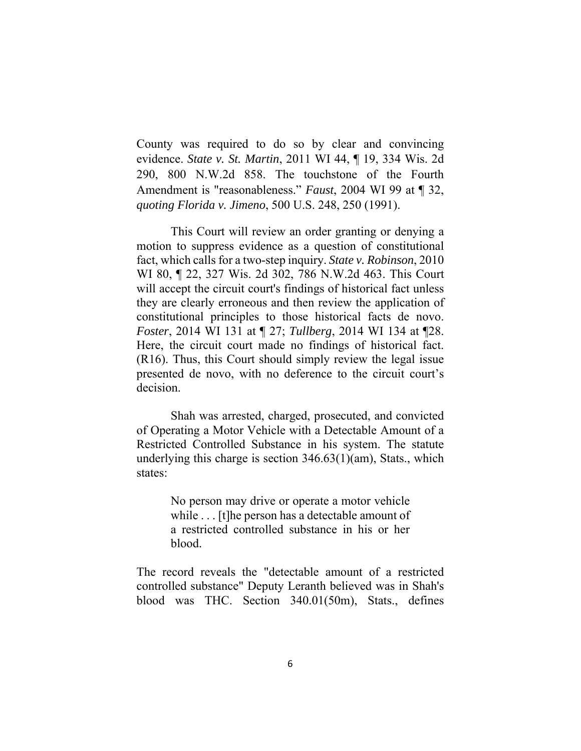County was required to do so by clear and convincing evidence. *State v. St. Martin*, 2011 WI 44, ¶ 19, 334 Wis. 2d 290, 800 N.W.2d 858. The touchstone of the Fourth Amendment is "reasonableness." *Faust*, 2004 WI 99 at ¶ 32, *quoting Florida v. Jimeno*, 500 U.S. 248, 250 (1991).

This Court will review an order granting or denying a motion to suppress evidence as a question of constitutional fact, which calls for a two-step inquiry. *State v. Robinson*, 2010 WI 80, ¶ 22, 327 Wis. 2d 302, 786 N.W.2d 463. This Court will accept the circuit court's findings of historical fact unless they are clearly erroneous and then review the application of constitutional principles to those historical facts de novo. *Foster*, 2014 WI 131 at ¶ 27; *Tullberg*, 2014 WI 134 at ¶28. Here, the circuit court made no findings of historical fact. (R16). Thus, this Court should simply review the legal issue presented de novo, with no deference to the circuit court's decision.

Shah was arrested, charged, prosecuted, and convicted of Operating a Motor Vehicle with a Detectable Amount of a Restricted Controlled Substance in his system. The statute underlying this charge is section 346.63(1)(am), Stats., which states:

> No person may drive or operate a motor vehicle while . . . [t]he person has a detectable amount of a restricted controlled substance in his or her blood.

The record reveals the "detectable amount of a restricted controlled substance" Deputy Leranth believed was in Shah's blood was THC. Section 340.01(50m), Stats., defines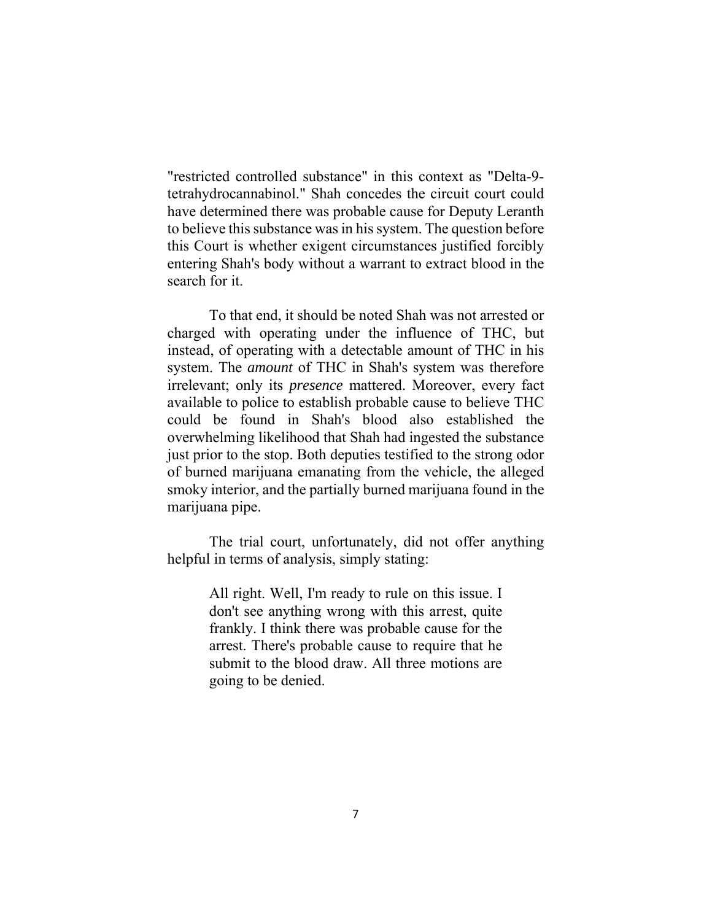"restricted controlled substance" in this context as "Delta-9-tetrahydrocannabinol." Shah concedes the circuit court could have determined there was probable cause for Deputy Leranth to believe this substance was in his system. The question before this Court is whether exigent circumstances justified forcibly entering Shah's body without a warrant to extract blood in the search for it.

To that end, it should be noted Shah was not arrested or charged with operating under the influence of THC, but instead, of operating with a detectable amount of THC in his system. The *amount* of THC in Shah's system was therefore irrelevant; only its *presence* mattered. Moreover, every fact available to police to establish probable cause to believe THC could be found in Shah's blood also established the overwhelming likelihood that Shah had ingested the substance just prior to the stop. Both deputies testified to the strong odor of burned marijuana emanating from the vehicle, the alleged smoky interior, and the partially burned marijuana found in the marijuana pipe.

The trial court, unfortunately, did not offer anything helpful in terms of analysis, simply stating:

> All right. Well, I'm ready to rule on this issue. I don't see anything wrong with this arrest, quite frankly. I think there was probable cause for the arrest. There's probable cause to require that he submit to the blood draw. All three motions are going to be denied.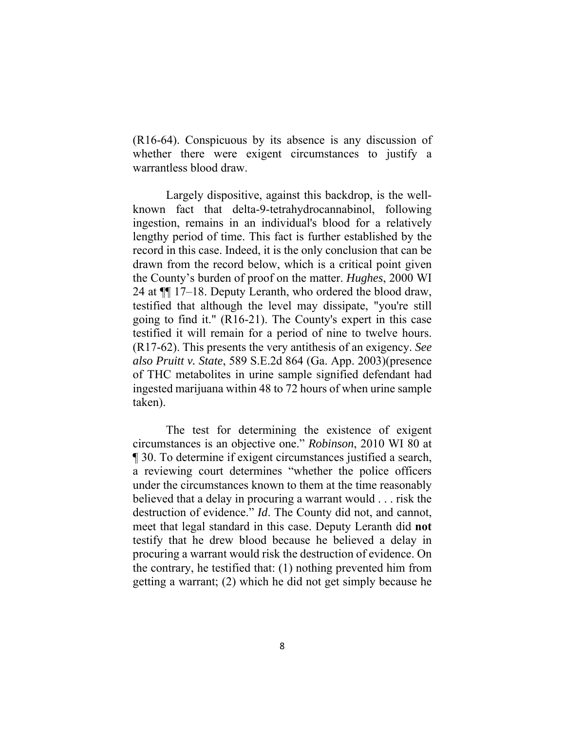(R16-64). Conspicuous by its absence is any discussion of whether there were exigent circumstances to justify a warrantless blood draw.

Largely dispositive, against this backdrop, is the well-known fact that delta-9-tetrahydrocannabinol, following ingestion, remains in an individual's blood for a relatively lengthy period of time. This fact is further established by the record in this case. Indeed, it is the only conclusion that can be drawn from the record below, which is a critical point given the County's burden of proof on the matter. *Hughes*, 2000 WI 24 at ¶¶ 17–18. Deputy Leranth, who ordered the blood draw, testified that although the level may dissipate, "you're still going to find it." (R16-21). The County's expert in this case testified it will remain for a period of nine to twelve hours. (R17-62). This presents the very antithesis of an exigency. *See also Pruitt v. State*, 589 S.E.2d 864 (Ga. App. 2003)(presence of THC metabolites in urine sample signified defendant had ingested marijuana within 48 to 72 hours of when urine sample taken).

The test for determining the existence of exigent circumstances is an objective one." *Robinson*, 2010 WI 80 at ¶ 30. To determine if exigent circumstances justified a search, a reviewing court determines "whether the police officers under the circumstances known to them at the time reasonably believed that a delay in procuring a warrant would . . . risk the destruction of evidence." *Id*. The County did not, and cannot, meet that legal standard in this case. Deputy Leranth did **not** testify that he drew blood because he believed a delay in procuring a warrant would risk the destruction of evidence. On the contrary, he testified that: (1) nothing prevented him from getting a warrant; (2) which he did not get simply because he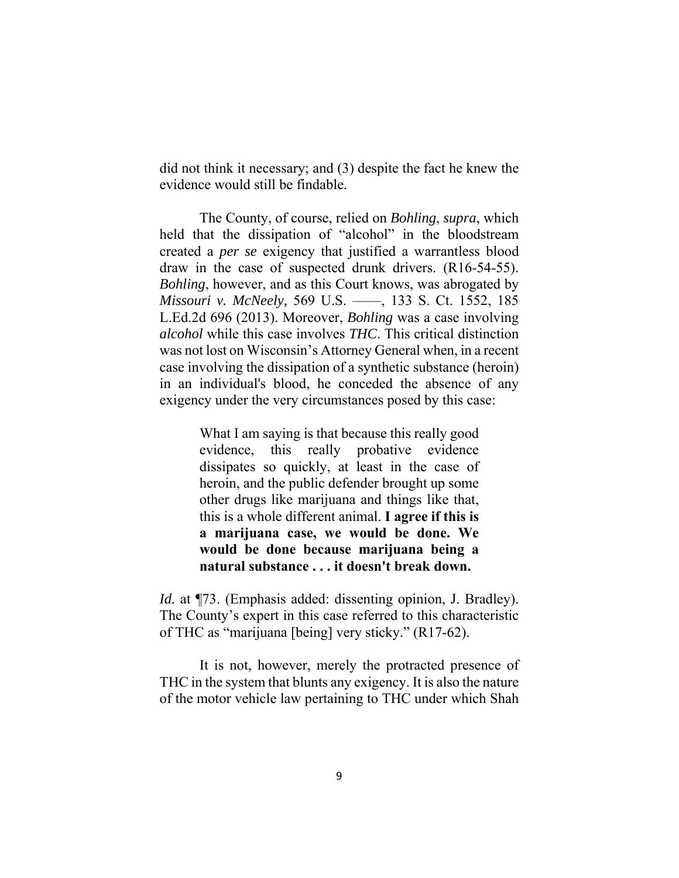did not think it necessary; and (3) despite the fact he knew the evidence would still be findable.

The County, of course, relied on *Bohling*, *supra*, which held that the dissipation of "alcohol" in the bloodstream created a *per se* exigency that justified a warrantless blood draw in the case of suspected drunk drivers. (R16-54-55). *Bohling*, however, and as this Court knows, was abrogated by *Missouri v. McNeely,* 569 U.S. ––––, 133 S. Ct. 1552, 185 L.Ed.2d 696 (2013). Moreover, *Bohling* was a case involving *alcohol* while this case involves *THC*. This critical distinction was not lost on Wisconsin's Attorney General when, in a recent case involving the dissipation of a synthetic substance (heroin) in an individual's blood, he conceded the absence of any exigency under the very circumstances posed by this case:

> What I am saying is that because this really good evidence, this really probative evidence dissipates so quickly, at least in the case of heroin, and the public defender brought up some other drugs like marijuana and things like that, this is a whole different animal. **I agree if this is a marijuana case, we would be done. We would be done because marijuana being a natural substance . . . it doesn't break down.**

*Id.* at ¶73. (Emphasis added: dissenting opinion, J. Bradley). The County's expert in this case referred to this characteristic of THC as "marijuana [being] very sticky." (R17-62).

It is not, however, merely the protracted presence of THC in the system that blunts any exigency. It is also the nature of the motor vehicle law pertaining to THC under which Shah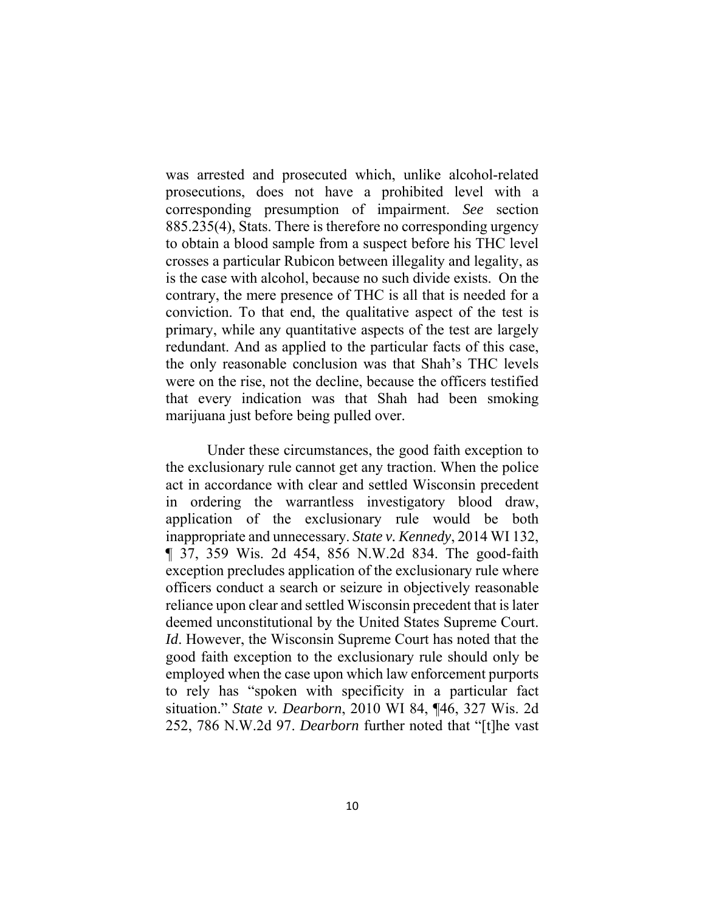was arrested and prosecuted which, unlike alcohol-related prosecutions, does not have a prohibited level with a corresponding presumption of impairment. *See* section 885.235(4), Stats. There is therefore no corresponding urgency to obtain a blood sample from a suspect before his THC level crosses a particular Rubicon between illegality and legality, as is the case with alcohol, because no such divide exists. On the contrary, the mere presence of THC is all that is needed for a conviction. To that end, the qualitative aspect of the test is primary, while any quantitative aspects of the test are largely redundant. And as applied to the particular facts of this case, the only reasonable conclusion was that Shah's THC levels were on the rise, not the decline, because the officers testified that every indication was that Shah had been smoking marijuana just before being pulled over.

Under these circumstances, the good faith exception to the exclusionary rule cannot get any traction. When the police act in accordance with clear and settled Wisconsin precedent in ordering the warrantless investigatory blood draw, application of the exclusionary rule would be both inappropriate and unnecessary. *State v. Kennedy*, 2014 WI 132, ¶ 37, 359 Wis. 2d 454, 856 N.W.2d 834. The good-faith exception precludes application of the exclusionary rule where officers conduct a search or seizure in objectively reasonable reliance upon clear and settled Wisconsin precedent that is later deemed unconstitutional by the United States Supreme Court. *Id*. However, the Wisconsin Supreme Court has noted that the good faith exception to the exclusionary rule should only be employed when the case upon which law enforcement purports to rely has "spoken with specificity in a particular fact situation." *State v. Dearborn*, 2010 WI 84, ¶46, 327 Wis. 2d 252, 786 N.W.2d 97. *Dearborn* further noted that "[t]he vast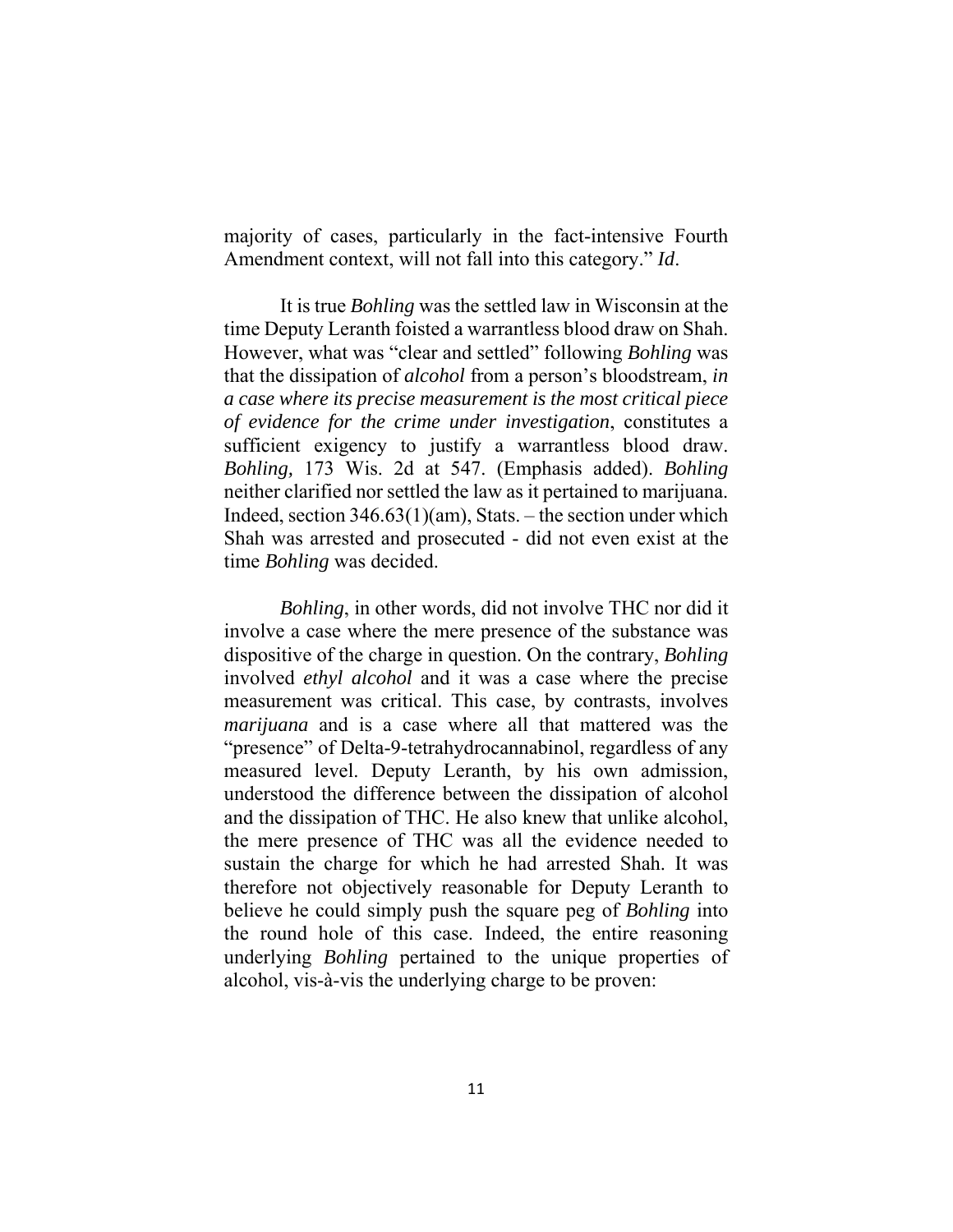majority of cases, particularly in the fact-intensive Fourth Amendment context, will not fall into this category." *Id*.

It is true *Bohling* was the settled law in Wisconsin at the time Deputy Leranth foisted a warrantless blood draw on Shah. However, what was "clear and settled" following *Bohling* was that the dissipation of *alcohol* from a person's bloodstream, *in a case where its precise measurement is the most critical piece of evidence for the crime under investigation*, constitutes a sufficient exigency to justify a warrantless blood draw. *Bohling,* 173 Wis. 2d at 547. (Emphasis added). *Bohling* neither clarified nor settled the law as it pertained to marijuana. Indeed, section 346.63(1)(am), Stats. – the section under which Shah was arrested and prosecuted - did not even exist at the time *Bohling* was decided.

*Bohling*, in other words, did not involve THC nor did it involve a case where the mere presence of the substance was dispositive of the charge in question. On the contrary, *Bohling* involved *ethyl alcohol* and it was a case where the precise measurement was critical. This case, by contrasts, involves *marijuana* and is a case where all that mattered was the "presence" of Delta-9-tetrahydrocannabinol, regardless of any measured level. Deputy Leranth, by his own admission, understood the difference between the dissipation of alcohol and the dissipation of THC. He also knew that unlike alcohol, the mere presence of THC was all the evidence needed to sustain the charge for which he had arrested Shah. It was therefore not objectively reasonable for Deputy Leranth to believe he could simply push the square peg of *Bohling* into the round hole of this case. Indeed, the entire reasoning underlying *Bohling* pertained to the unique properties of alcohol, vis-à-vis the underlying charge to be proven: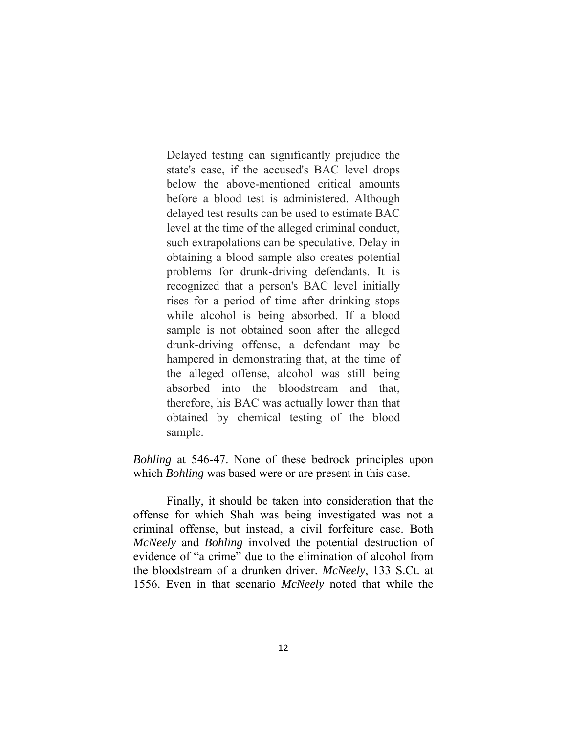> Delayed testing can significantly prejudice the state's case, if the accused's BAC level drops below the above-mentioned critical amounts before a blood test is administered. Although delayed test results can be used to estimate BAC level at the time of the alleged criminal conduct, such extrapolations can be speculative. Delay in obtaining a blood sample also creates potential problems for drunk-driving defendants. It is recognized that a person's BAC level initially rises for a period of time after drinking stops while alcohol is being absorbed. If a blood sample is not obtained soon after the alleged drunk-driving offense, a defendant may be hampered in demonstrating that, at the time of the alleged offense, alcohol was still being absorbed into the bloodstream and that, therefore, his BAC was actually lower than that obtained by chemical testing of the blood sample.

*Bohling* at 546-47. None of these bedrock principles upon which *Bohling* was based were or are present in this case.

Finally, it should be taken into consideration that the offense for which Shah was being investigated was not a criminal offense, but instead, a civil forfeiture case. Both *McNeely* and *Bohling* involved the potential destruction of evidence of "a crime" due to the elimination of alcohol from the bloodstream of a drunken driver. *McNeely*, 133 S.Ct. at 1556. Even in that scenario *McNeely* noted that while the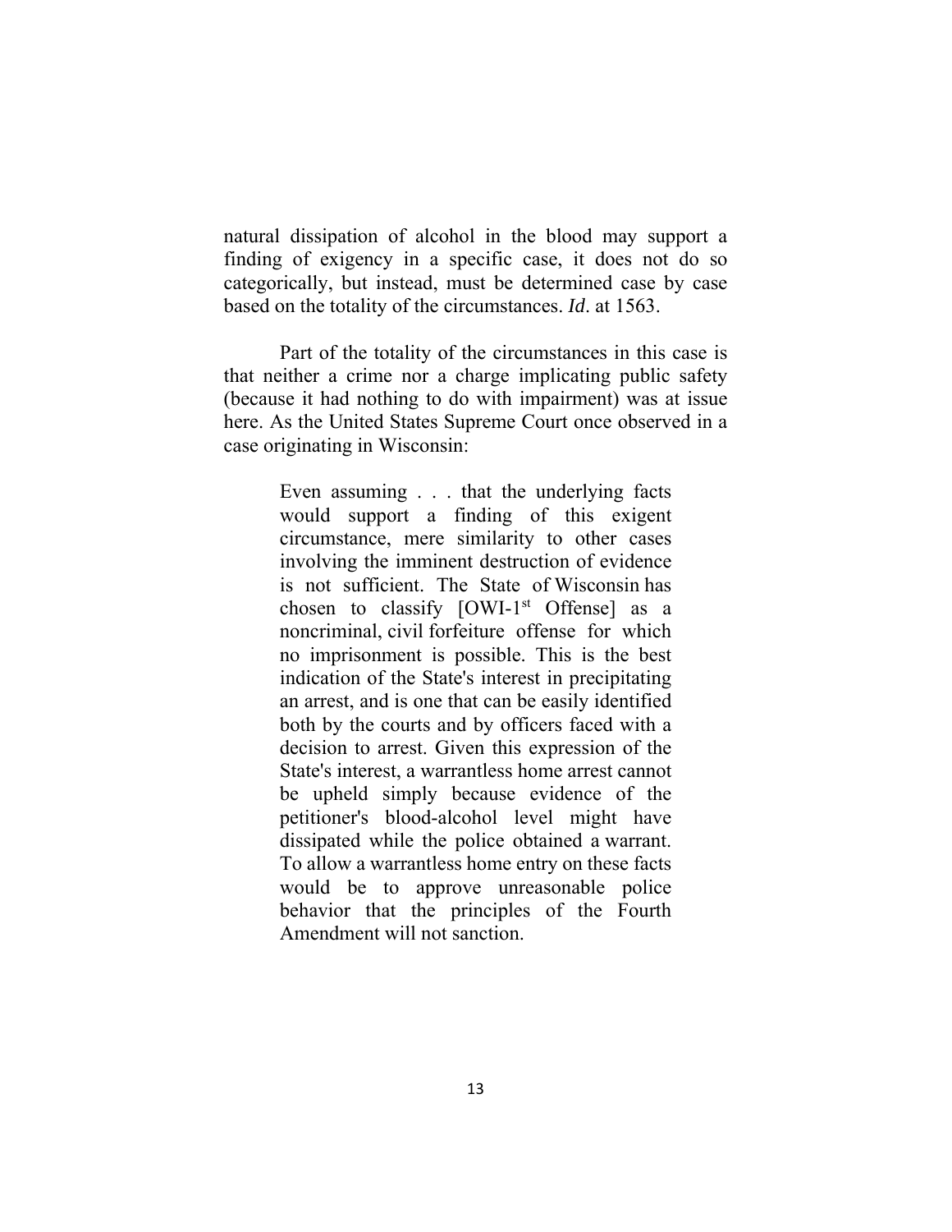natural dissipation of alcohol in the blood may support a finding of exigency in a specific case, it does not do so categorically, but instead, must be determined case by case based on the totality of the circumstances. *Id*. at 1563.

Part of the totality of the circumstances in this case is that neither a crime nor a charge implicating public safety (because it had nothing to do with impairment) was at issue here. As the United States Supreme Court once observed in a case originating in Wisconsin:

> Even assuming . . . that the underlying facts would support a finding of this exigent circumstance, mere similarity to other cases involving the imminent destruction of evidence is not sufficient. The State of Wisconsin has chosen to classify [OWI-1st Offense] as a noncriminal, civil forfeiture offense for which no imprisonment is possible. This is the best indication of the State's interest in precipitating an arrest, and is one that can be easily identified both by the courts and by officers faced with a decision to arrest. Given this expression of the State's interest, a warrantless home arrest cannot be upheld simply because evidence of the petitioner's blood-alcohol level might have dissipated while the police obtained a warrant. To allow a warrantless home entry on these facts would be to approve unreasonable police behavior that the principles of the Fourth Amendment will not sanction.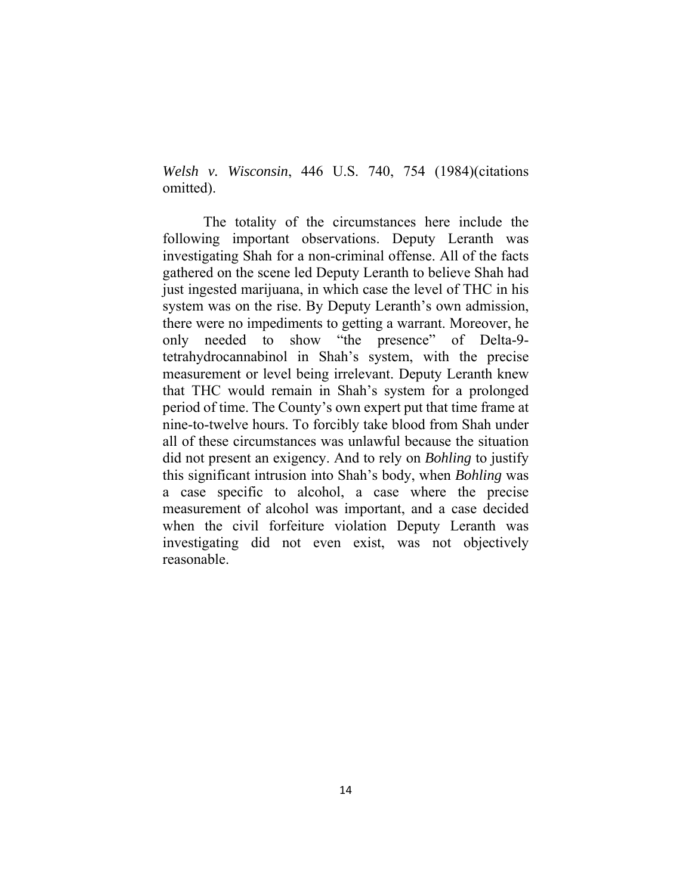*Welsh v. Wisconsin*, 446 U.S. 740, 754 (1984)(citations omitted).

The totality of the circumstances here include the following important observations. Deputy Leranth was investigating Shah for a non-criminal offense. All of the facts gathered on the scene led Deputy Leranth to believe Shah had just ingested marijuana, in which case the level of THC in his system was on the rise. By Deputy Leranth's own admission, there were no impediments to getting a warrant. Moreover, he only needed to show "the presence" of Delta-9-tetrahydrocannabinol in Shah's system, with the precise measurement or level being irrelevant. Deputy Leranth knew that THC would remain in Shah's system for a prolonged period of time. The County's own expert put that time frame at nine-to-twelve hours. To forcibly take blood from Shah under all of these circumstances was unlawful because the situation did not present an exigency. And to rely on *Bohling* to justify this significant intrusion into Shah's body, when *Bohling* was a case specific to alcohol, a case where the precise measurement of alcohol was important, and a case decided when the civil forfeiture violation Deputy Leranth was investigating did not even exist, was not objectively reasonable.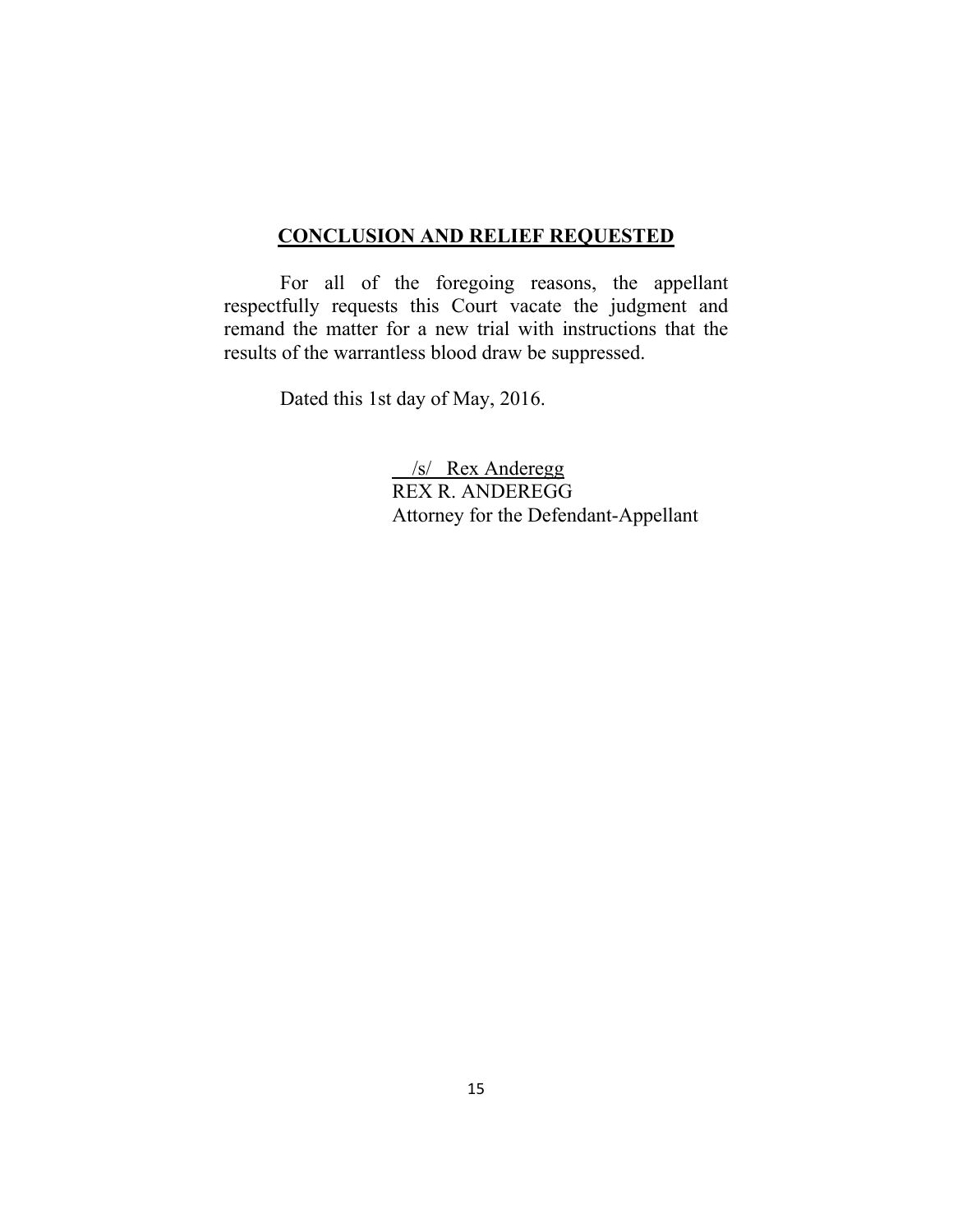## **CONCLUSION AND RELIEF REQUESTED**

For all of the foregoing reasons, the appellant respectfully requests this Court vacate the judgment and remand the matter for a new trial with instructions that the results of the warrantless blood draw be suppressed.

Dated this 1st day of May, 2016.

/s/ Rex Anderegg
REX R. ANDEREGG
Attorney for the Defendant-Appellant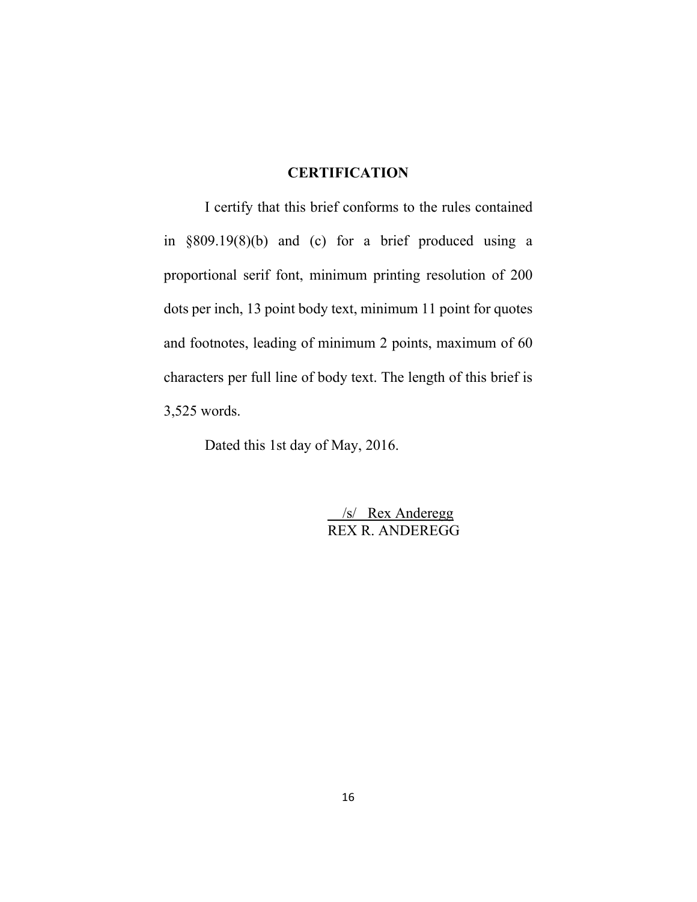## CERTIFICATION

I certify that this brief conforms to the rules contained in §809.19(8)(b) and (c) for a brief produced using a proportional serif font, minimum printing resolution of 200 dots per inch, 13 point body text, minimum 11 point for quotes and footnotes, leading of minimum 2 points, maximum of 60 characters per full line of body text. The length of this brief is 3,525 words.

Dated this 1st day of May, 2016.

/s/ Rex Anderegg
REX R. ANDEREGG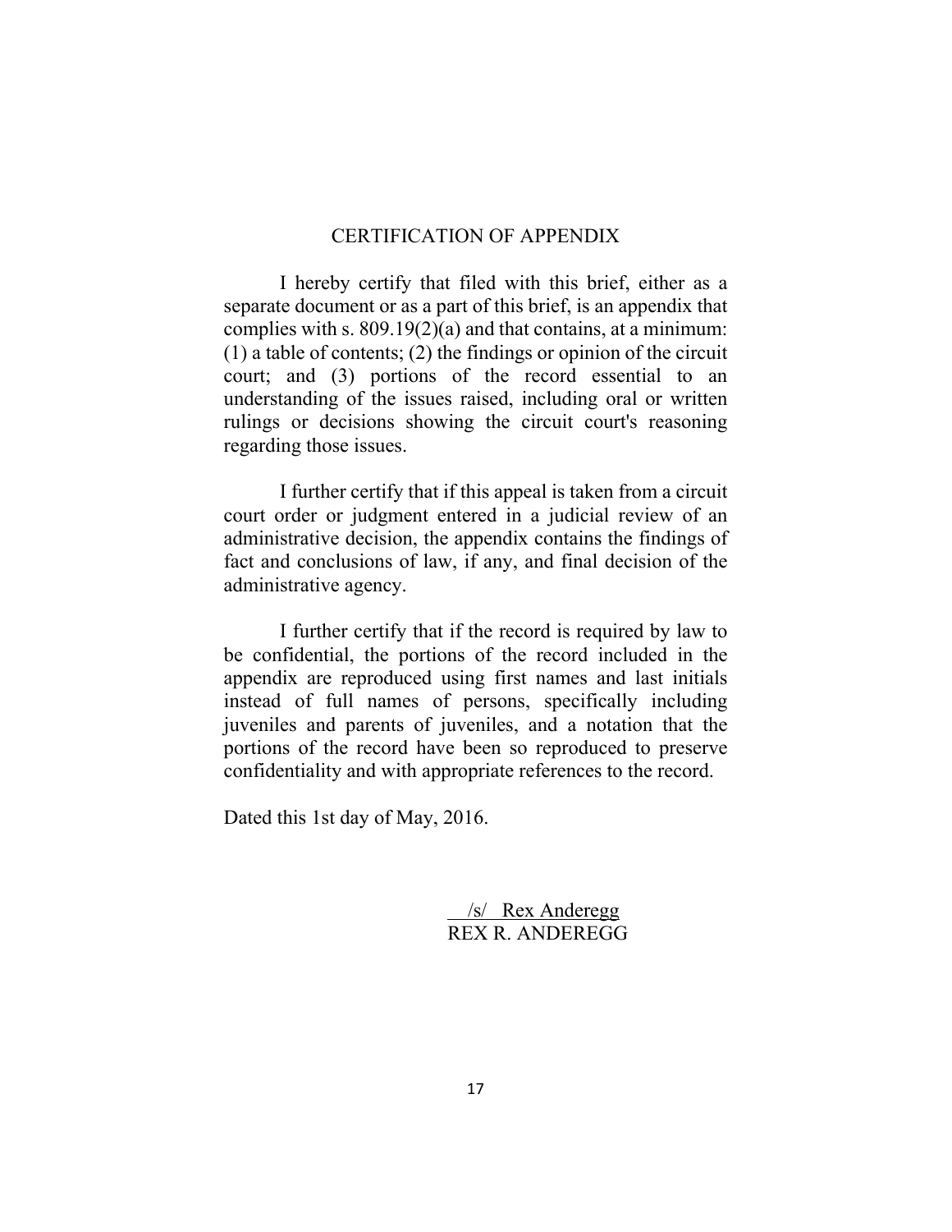## CERTIFICATION OF APPENDIX

I hereby certify that filed with this brief, either as a separate document or as a part of this brief, is an appendix that complies with s. 809.19(2)(a) and that contains, at a minimum: (1) a table of contents; (2) the findings or opinion of the circuit court; and (3) portions of the record essential to an understanding of the issues raised, including oral or written rulings or decisions showing the circuit court's reasoning regarding those issues.

I further certify that if this appeal is taken from a circuit court order or judgment entered in a judicial review of an administrative decision, the appendix contains the findings of fact and conclusions of law, if any, and final decision of the administrative agency.

I further certify that if the record is required by law to be confidential, the portions of the record included in the appendix are reproduced using first names and last initials instead of full names of persons, specifically including juveniles and parents of juveniles, and a notation that the portions of the record have been so reproduced to preserve confidentiality and with appropriate references to the record.

Dated this 1st day of May, 2016.

/s/ Rex Anderegg
REX R. ANDEREGG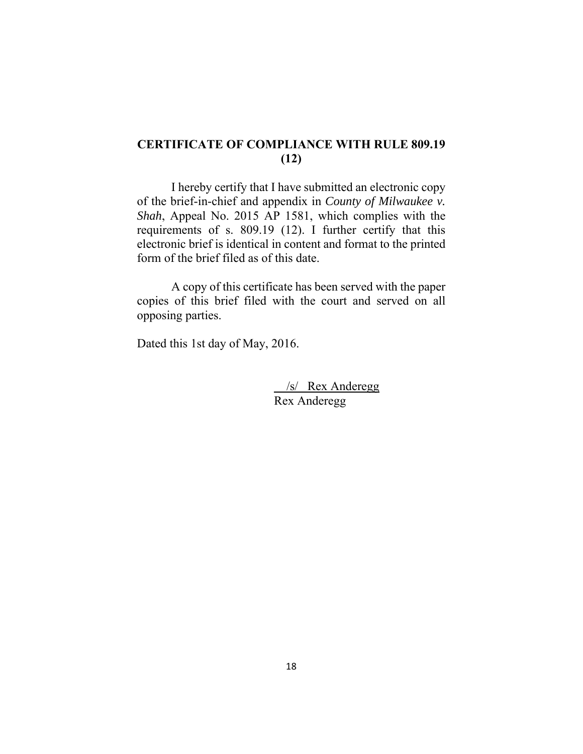## CERTIFICATE OF COMPLIANCE WITH RULE 809.19 (12)

I hereby certify that I have submitted an electronic copy of the brief-in-chief and appendix in *County of Milwaukee v. Shah*, Appeal No. 2015 AP 1581, which complies with the requirements of s. 809.19 (12). I further certify that this electronic brief is identical in content and format to the printed form of the brief filed as of this date.

A copy of this certificate has been served with the paper copies of this brief filed with the court and served on all opposing parties.

Dated this 1st day of May, 2016.

/s/ Rex Anderegg
Rex Anderegg